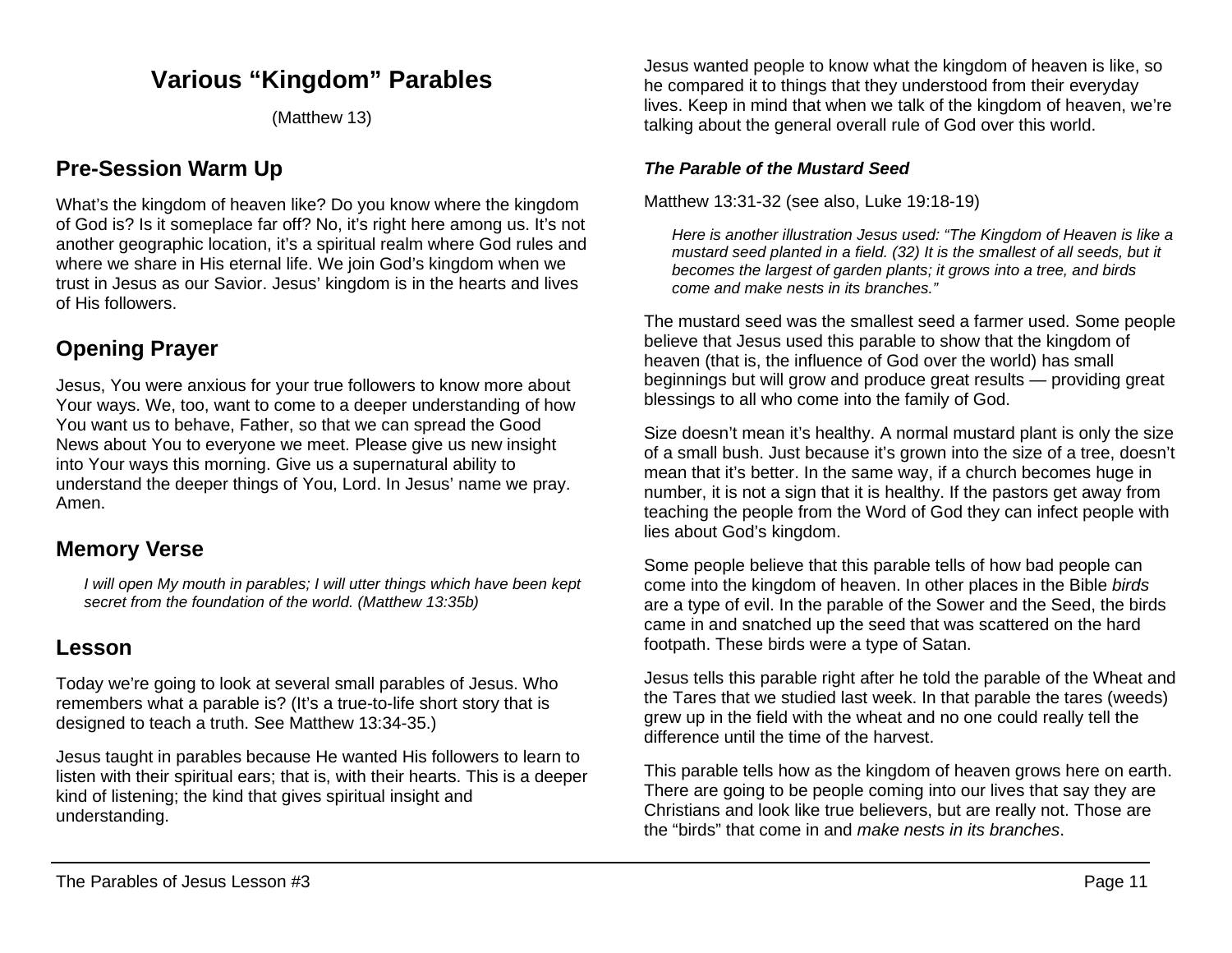# Various "Kingdom" Parables

(Matthew 13)

## Pre-Session Warm Up

What's the kingdom of heaven like? Do you know where the kingdom of God is? Is it someplace far off? No, it's right here among us. It's not another geographic location, it's a spiritual realm where God rules and where we share in His eternal life. We join God's kingdom when we trust in Jesus as our Savior. Jesus' kingdom is in the hearts and lives of His followers.

## Opening Prayer

Jesus, You were anxious for your true followers to know more about Your ways. We, too, want to come to a deeper understanding of how You want us to behave, Father, so that we can spread the Good News about You to everyone we meet. Please give us new insight into Your ways this morning. Give us a supernatural ability to understand the deeper things of You, Lord. In Jesus' name we pray. Amen.

## Memory Verse

> *I will open My mouth in parables; I will utter things which have been kept secret from the foundation of the world. (Matthew 13:35b)*

## Lesson

Today we're going to look at several small parables of Jesus. Who remembers what a parable is? (It's a true-to-life short story that is designed to teach a truth. See Matthew 13:34-35.)

Jesus taught in parables because He wanted His followers to learn to listen with their spiritual ears; that is, with their hearts. This is a deeper kind of listening; the kind that gives spiritual insight and understanding.

Jesus wanted people to know what the kingdom of heaven is like, so he compared it to things that they understood from their everyday lives. Keep in mind that when we talk of the kingdom of heaven, we're talking about the general overall rule of God over this world.

### *The Parable of the Mustard Seed*

Matthew 13:31-32 (see also, Luke 19:18-19)

> *Here is another illustration Jesus used: "The Kingdom of Heaven is like a mustard seed planted in a field. (32) It is the smallest of all seeds, but it becomes the largest of garden plants; it grows into a tree, and birds come and make nests in its branches."*

The mustard seed was the smallest seed a farmer used. Some people believe that Jesus used this parable to show that the kingdom of heaven (that is, the influence of God over the world) has small beginnings but will grow and produce great results — providing great blessings to all who come into the family of God.

Size doesn't mean it's healthy. A normal mustard plant is only the size of a small bush. Just because it's grown into the size of a tree, doesn't mean that it's better. In the same way, if a church becomes huge in number, it is not a sign that it is healthy. If the pastors get away from teaching the people from the Word of God they can infect people with lies about God's kingdom.

Some people believe that this parable tells of how bad people can come into the kingdom of heaven. In other places in the Bible *birds* are a type of evil. In the parable of the Sower and the Seed, the birds came in and snatched up the seed that was scattered on the hard footpath. These birds were a type of Satan.

Jesus tells this parable right after he told the parable of the Wheat and the Tares that we studied last week. In that parable the tares (weeds) grew up in the field with the wheat and no one could really tell the difference until the time of the harvest.

This parable tells how as the kingdom of heaven grows here on earth. There are going to be people coming into our lives that say they are Christians and look like true believers, but are really not. Those are the "birds" that come in and *make nests in its branches*.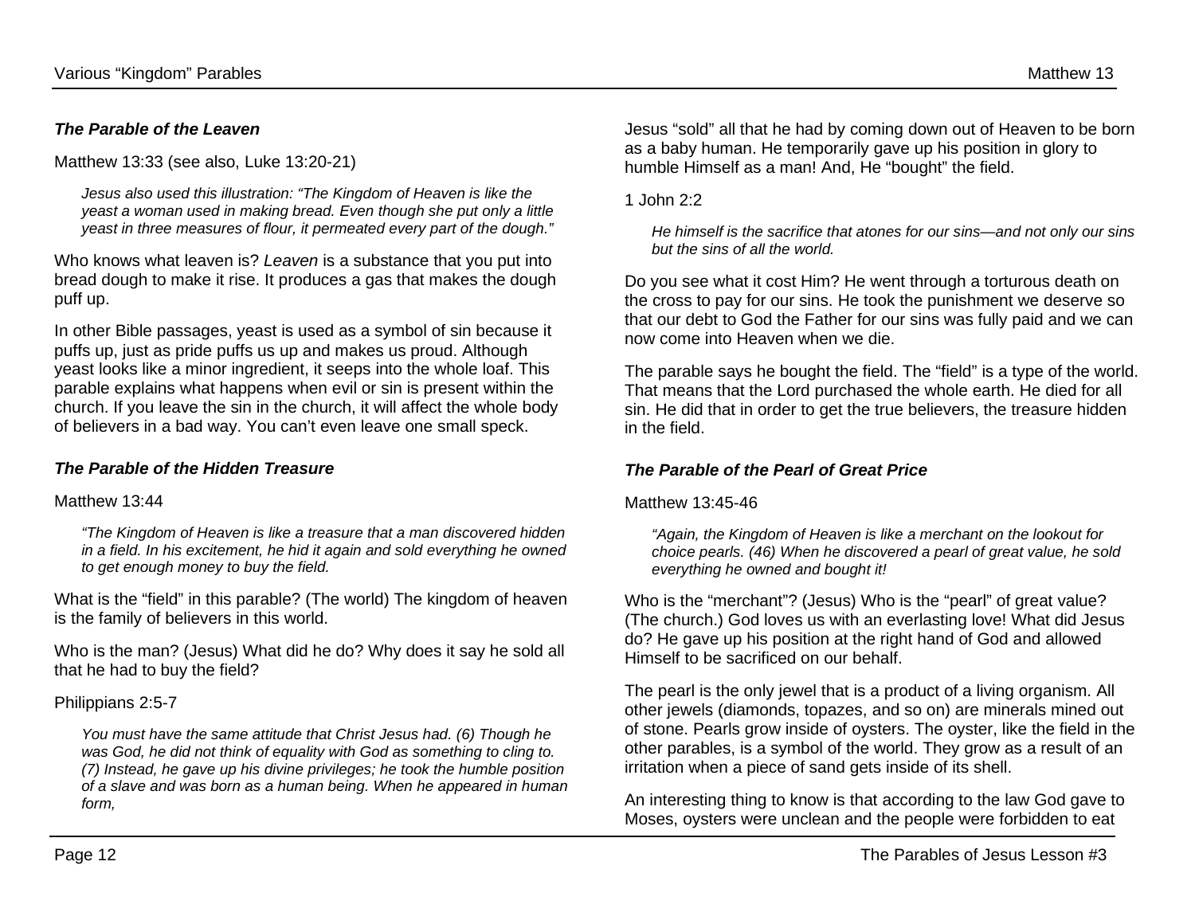### *The Parable of the Leaven*

Matthew 13:33 (see also, Luke 13:20-21)

> *Jesus also used this illustration: "The Kingdom of Heaven is like the yeast a woman used in making bread. Even though she put only a little yeast in three measures of flour, it permeated every part of the dough."*

Who knows what leaven is? *Leaven* is a substance that you put into bread dough to make it rise. It produces a gas that makes the dough puff up.

In other Bible passages, yeast is used as a symbol of sin because it puffs up, just as pride puffs us up and makes us proud. Although yeast looks like a minor ingredient, it seeps into the whole loaf. This parable explains what happens when evil or sin is present within the church. If you leave the sin in the church, it will affect the whole body of believers in a bad way. You can't even leave one small speck.

### *The Parable of the Hidden Treasure*

Matthew 13:44

> *"The Kingdom of Heaven is like a treasure that a man discovered hidden in a field. In his excitement, he hid it again and sold everything he owned to get enough money to buy the field.*

What is the "field" in this parable? (The world) The kingdom of heaven is the family of believers in this world.

Who is the man? (Jesus) What did he do? Why does it say he sold all that he had to buy the field?

Philippians 2:5-7

> *You must have the same attitude that Christ Jesus had. (6) Though he was God, he did not think of equality with God as something to cling to. (7) Instead, he gave up his divine privileges; he took the humble position of a slave and was born as a human being. When he appeared in human form,*

Jesus "sold" all that he had by coming down out of Heaven to be born as a baby human. He temporarily gave up his position in glory to humble Himself as a man! And, He "bought" the field.

1 John 2:2

> *He himself is the sacrifice that atones for our sins—and not only our sins but the sins of all the world.*

Do you see what it cost Him? He went through a torturous death on the cross to pay for our sins. He took the punishment we deserve so that our debt to God the Father for our sins was fully paid and we can now come into Heaven when we die.

The parable says he bought the field. The "field" is a type of the world. That means that the Lord purchased the whole earth. He died for all sin. He did that in order to get the true believers, the treasure hidden in the field.

### *The Parable of the Pearl of Great Price*

Matthew 13:45-46

> *"Again, the Kingdom of Heaven is like a merchant on the lookout for choice pearls. (46) When he discovered a pearl of great value, he sold everything he owned and bought it!*

Who is the "merchant"? (Jesus) Who is the "pearl" of great value? (The church.) God loves us with an everlasting love! What did Jesus do? He gave up his position at the right hand of God and allowed Himself to be sacrificed on our behalf.

The pearl is the only jewel that is a product of a living organism. All other jewels (diamonds, topazes, and so on) are minerals mined out of stone. Pearls grow inside of oysters. The oyster, like the field in the other parables, is a symbol of the world. They grow as a result of an irritation when a piece of sand gets inside of its shell.

An interesting thing to know is that according to the law God gave to Moses, oysters were unclean and the people were forbidden to eat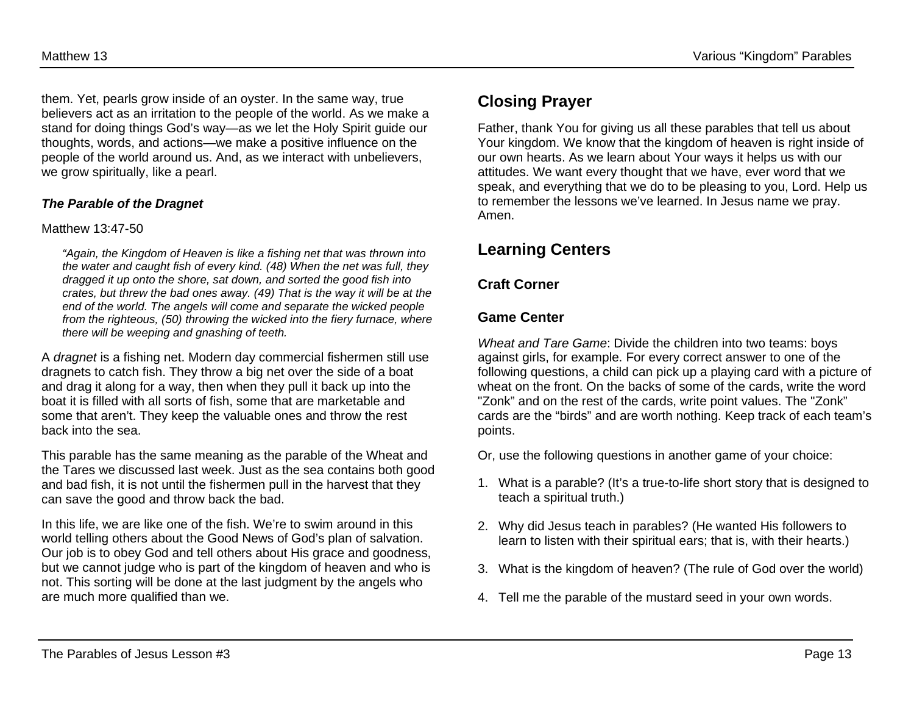them. Yet, pearls grow inside of an oyster. In the same way, true believers act as an irritation to the people of the world. As we make a stand for doing things God's way—as we let the Holy Spirit guide our thoughts, words, and actions—we make a positive influence on the people of the world around us. And, as we interact with unbelievers, we grow spiritually, like a pearl.

### *The Parable of the Dragnet*

Matthew 13:47-50

> *"Again, the Kingdom of Heaven is like a fishing net that was thrown into the water and caught fish of every kind. (48) When the net was full, they dragged it up onto the shore, sat down, and sorted the good fish into crates, but threw the bad ones away. (49) That is the way it will be at the end of the world. The angels will come and separate the wicked people from the righteous, (50) throwing the wicked into the fiery furnace, where there will be weeping and gnashing of teeth.*

A *dragnet* is a fishing net. Modern day commercial fishermen still use dragnets to catch fish. They throw a big net over the side of a boat and drag it along for a way, then when they pull it back up into the boat it is filled with all sorts of fish, some that are marketable and some that aren't. They keep the valuable ones and throw the rest back into the sea.

This parable has the same meaning as the parable of the Wheat and the Tares we discussed last week. Just as the sea contains both good and bad fish, it is not until the fishermen pull in the harvest that they can save the good and throw back the bad.

In this life, we are like one of the fish. We're to swim around in this world telling others about the Good News of God's plan of salvation. Our job is to obey God and tell others about His grace and goodness, but we cannot judge who is part of the kingdom of heaven and who is not. This sorting will be done at the last judgment by the angels who are much more qualified than we.

## Closing Prayer

Father, thank You for giving us all these parables that tell us about Your kingdom. We know that the kingdom of heaven is right inside of our own hearts. As we learn about Your ways it helps us with our attitudes. We want every thought that we have, ever word that we speak, and everything that we do to be pleasing to you, Lord. Help us to remember the lessons we've learned. In Jesus name we pray. Amen.

## Learning Centers

### Craft Corner

### Game Center

*Wheat and Tare Game*: Divide the children into two teams: boys against girls, for example. For every correct answer to one of the following questions, a child can pick up a playing card with a picture of wheat on the front. On the backs of some of the cards, write the word "Zonk" and on the rest of the cards, write point values. The "Zonk" cards are the "birds" and are worth nothing. Keep track of each team's points.

Or, use the following questions in another game of your choice:

1. What is a parable? (It's a true-to-life short story that is designed to teach a spiritual truth.)
2. Why did Jesus teach in parables? (He wanted His followers to learn to listen with their spiritual ears; that is, with their hearts.)
3. What is the kingdom of heaven? (The rule of God over the world)
4. Tell me the parable of the mustard seed in your own words.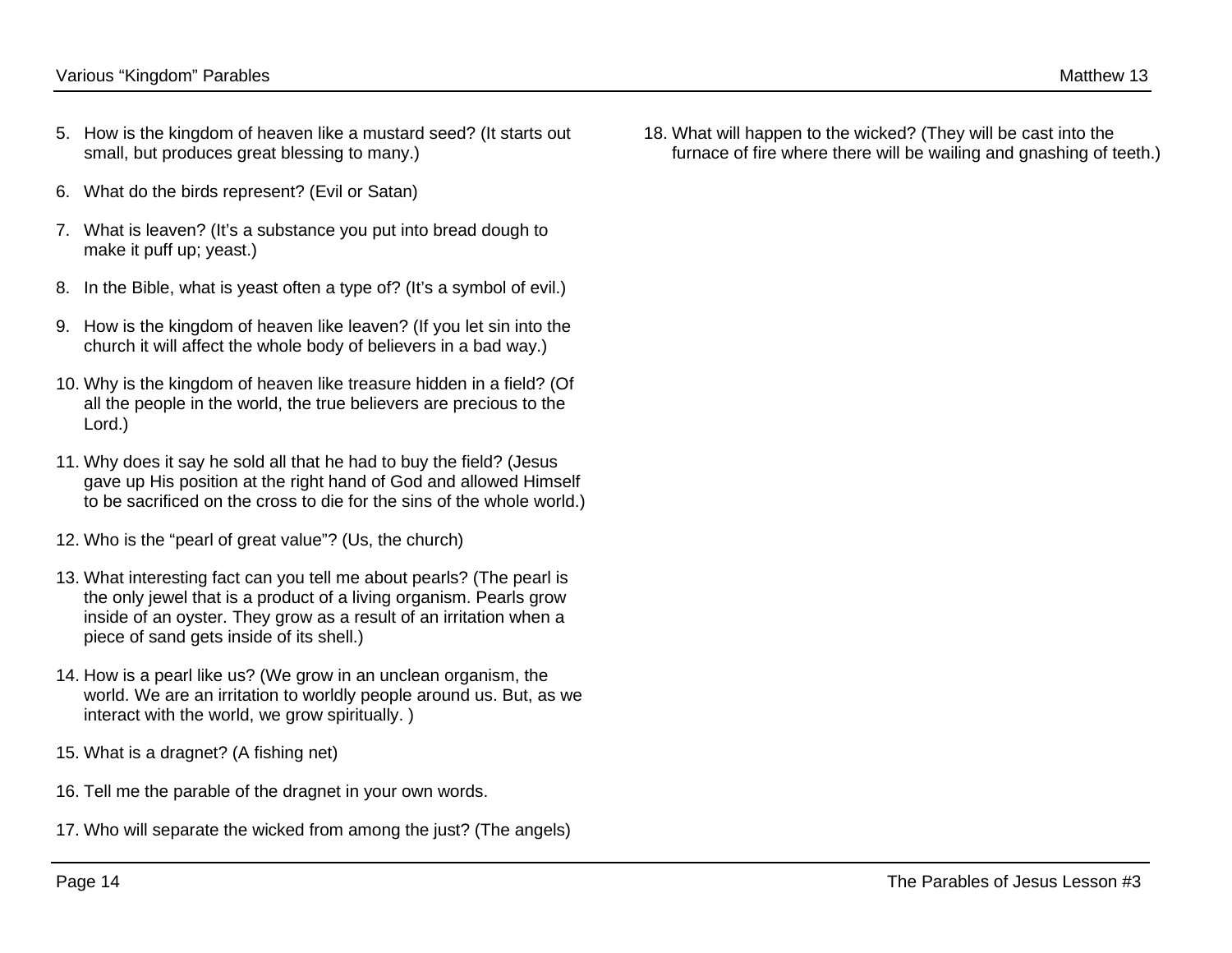5. How is the kingdom of heaven like a mustard seed? (It starts out small, but produces great blessing to many.)

6. What do the birds represent? (Evil or Satan)

7. What is leaven? (It's a substance you put into bread dough to make it puff up; yeast.)

8. In the Bible, what is yeast often a type of? (It's a symbol of evil.)

9. How is the kingdom of heaven like leaven? (If you let sin into the church it will affect the whole body of believers in a bad way.)

10. Why is the kingdom of heaven like treasure hidden in a field? (Of all the people in the world, the true believers are precious to the Lord.)

11. Why does it say he sold all that he had to buy the field? (Jesus gave up His position at the right hand of God and allowed Himself to be sacrificed on the cross to die for the sins of the whole world.)

12. Who is the "pearl of great value"? (Us, the church)

13. What interesting fact can you tell me about pearls? (The pearl is the only jewel that is a product of a living organism. Pearls grow inside of an oyster. They grow as a result of an irritation when a piece of sand gets inside of its shell.)

14. How is a pearl like us? (We grow in an unclean organism, the world. We are an irritation to worldly people around us. But, as we interact with the world, we grow spiritually. )

15. What is a dragnet? (A fishing net)

16. Tell me the parable of the dragnet in your own words.

17. Who will separate the wicked from among the just? (The angels)

18. What will happen to the wicked? (They will be cast into the furnace of fire where there will be wailing and gnashing of teeth.)